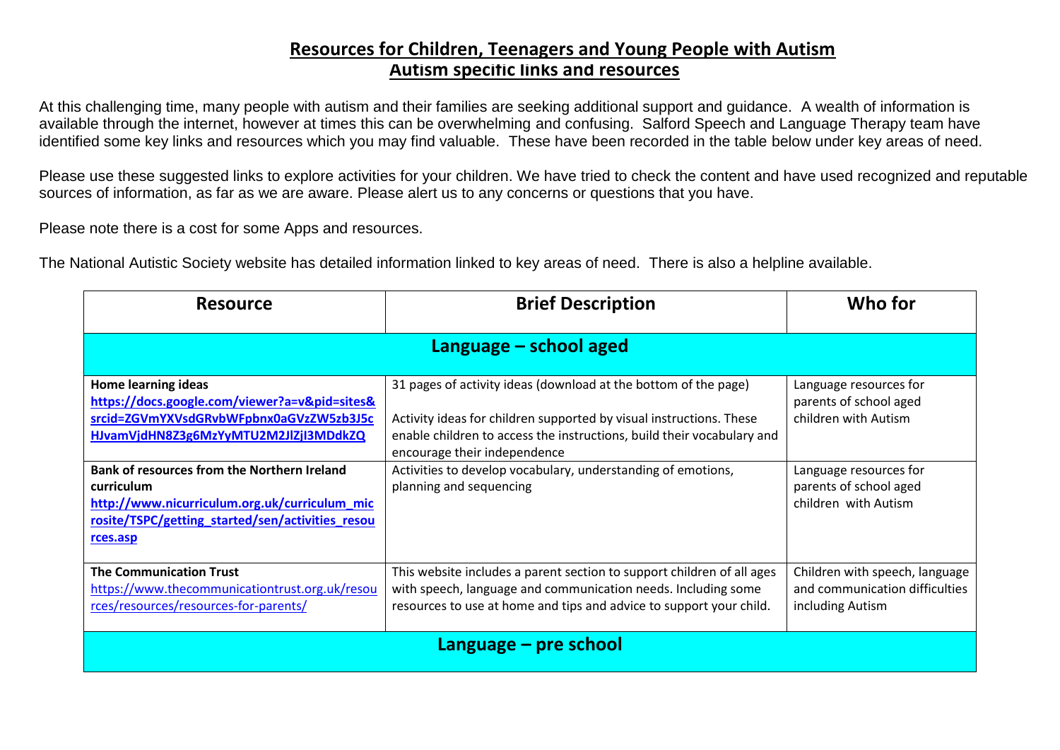# Resources for Children, Teenagers and Young People with Autism

## Autism specific links and resources

At this challenging time, many people with autism and their families are seeking additional support and guidance. A wealth of information is available through the internet, however at times this can be overwhelming and confusing. Salford Speech and Language Therapy team have identified some key links and resources which you may find valuable. These have been recorded in the table below under key areas of need.

Please use these suggested links to explore activities for your children. We have tried to check the content and have used recognized and reputable sources of information, as far as we are aware. Please alert us to any concerns or questions that you have.

Please note there is a cost for some Apps and resources.

The National Autistic Society website has detailed information linked to key areas of need. There is also a helpline available.

| Resource | Brief Description | Who for |
|---|---|---|
| **Language – school aged** | | |
| **Home learning ideas** https://docs.google.com/viewer?a=v&pid=sites&srcid=ZGVmYXVsdGRvbWFpbnx0aGVzZW5zb3J5cHJvamVjdHN8Z3g6MzYyMTU2M2JlZjI3MDdkZQ | 31 pages of activity ideas (download at the bottom of the page)<br><br>Activity ideas for children supported by visual instructions. These enable children to access the instructions, build their vocabulary and encourage their independence | Language resources for parents of school aged children with Autism |
| **Bank of resources from the Northern Ireland curriculum** http://www.nicurriculum.org.uk/curriculum_microsite/TSPC/getting_started/sen/activities_resources.asp | Activities to develop vocabulary, understanding of emotions, planning and sequencing | Language resources for parents of school aged children with Autism |
| **The Communication Trust** https://www.thecommunicationtrust.org.uk/resources/resources/resources-for-parents/ | This website includes a parent section to support children of all ages with speech, language and communication needs. Including some resources to use at home and tips and advice to support your child. | Children with speech, language and communication difficulties including Autism |
| **Language – pre school** | | |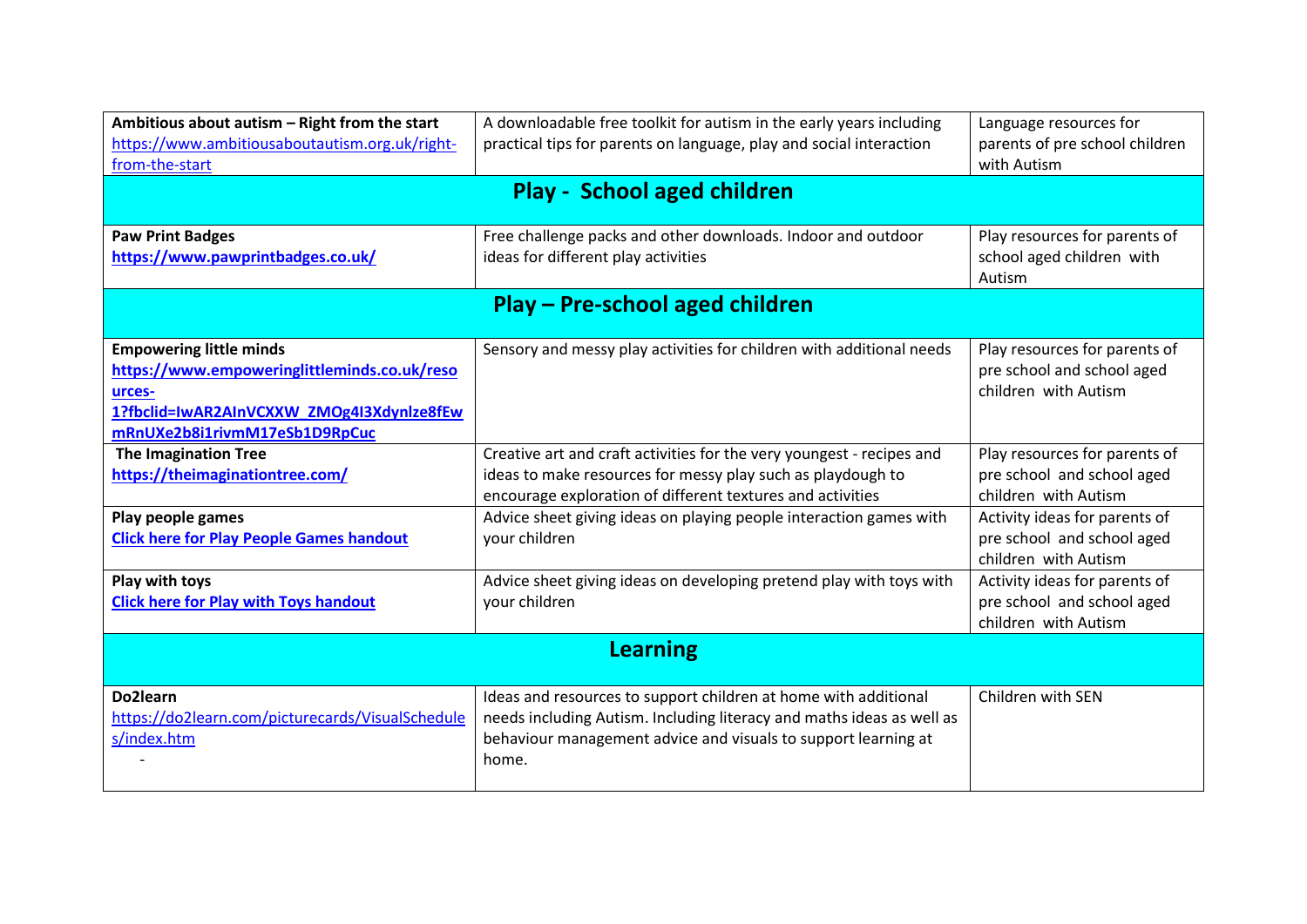| | | |
|---|---|---|
| **Ambitious about autism – Right from the start** https://www.ambitiousaboutautism.org.uk/right-from-the-start | A downloadable free toolkit for autism in the early years including practical tips for parents on language, play and social interaction | Language resources for parents of pre school children with Autism |
| **Play - School aged children** | | |
| **Paw Print Badges** **https://www.pawprintbadges.co.uk/** | Free challenge packs and other downloads. Indoor and outdoor ideas for different play activities | Play resources for parents of school aged children with Autism |
| **Play – Pre-school aged children** | | |
| **Empowering little minds** **https://www.empoweringlittleminds.co.uk/resources-1?fbclid=IwAR2AInVCXXW_ZMOg4I3Xdynlze8fEwmRnUXe2b8i1rivmM17eSb1D9RpCuc** | Sensory and messy play activities for children with additional needs | Play resources for parents of pre school and school aged children with Autism |
| **The Imagination Tree** **https://theimaginationtree.com/** | Creative art and craft activities for the very youngest - recipes and ideas to make resources for messy play such as playdough to encourage exploration of different textures and activities | Play resources for parents of pre school and school aged children with Autism |
| **Play people games** **Click here for Play People Games handout** | Advice sheet giving ideas on playing people interaction games with your children | Activity ideas for parents of pre school and school aged children with Autism |
| **Play with toys** **Click here for Play with Toys handout** | Advice sheet giving ideas on developing pretend play with toys with your children | Activity ideas for parents of pre school and school aged children with Autism |
| **Learning** | | |
| **Do2learn** https://do2learn.com/picturecards/VisualSchedules/index.htm - | Ideas and resources to support children at home with additional needs including Autism. Including literacy and maths ideas as well as behaviour management advice and visuals to support learning at home. | Children with SEN |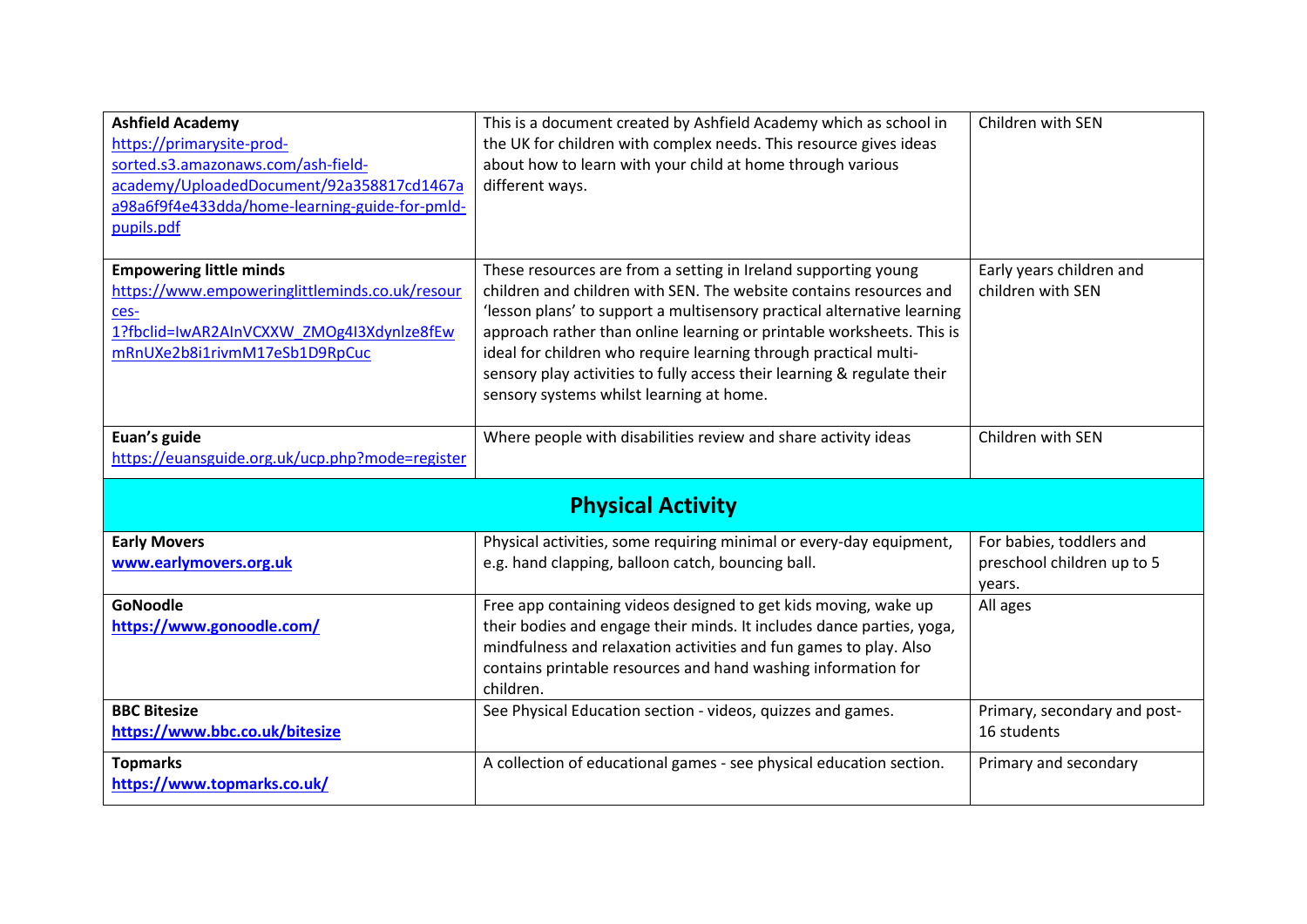| | | |
|---|---|---|
| **Ashfield Academy** https://primarysite-prod-sorted.s3.amazonaws.com/ash-field-academy/UploadedDocument/92a358817cd1467aa98a6f9f4e433dda/home-learning-guide-for-pmld-pupils.pdf | This is a document created by Ashfield Academy which as school in the UK for children with complex needs. This resource gives ideas about how to learn with your child at home through various different ways. | Children with SEN |
| **Empowering little minds** https://www.empoweringlittleminds.co.uk/resources-1?fbclid=IwAR2AInVCXXW_ZMOg4I3Xdynlze8fEwmRnUXe2b8i1rivmM17eSb1D9RpCuc | These resources are from a setting in Ireland supporting young children and children with SEN. The website contains resources and 'lesson plans' to support a multisensory practical alternative learning approach rather than online learning or printable worksheets. This is ideal for children who require learning through practical multi-sensory play activities to fully access their learning & regulate their sensory systems whilst learning at home. | Early years children and children with SEN |
| **Euan's guide** https://euansguide.org.uk/ucp.php?mode=register | Where people with disabilities review and share activity ideas | Children with SEN |
| **Physical Activity** | | |
| **Early Movers** **www.earlymovers.org.uk** | Physical activities, some requiring minimal or every-day equipment, e.g. hand clapping, balloon catch, bouncing ball. | For babies, toddlers and preschool children up to 5 years. |
| **GoNoodle** **https://www.gonoodle.com/** | Free app containing videos designed to get kids moving, wake up their bodies and engage their minds. It includes dance parties, yoga, mindfulness and relaxation activities and fun games to play. Also contains printable resources and hand washing information for children. | All ages |
| **BBC Bitesize** **https://www.bbc.co.uk/bitesize** | See Physical Education section - videos, quizzes and games. | Primary, secondary and post-16 students |
| **Topmarks** **https://www.topmarks.co.uk/** | A collection of educational games - see physical education section. | Primary and secondary |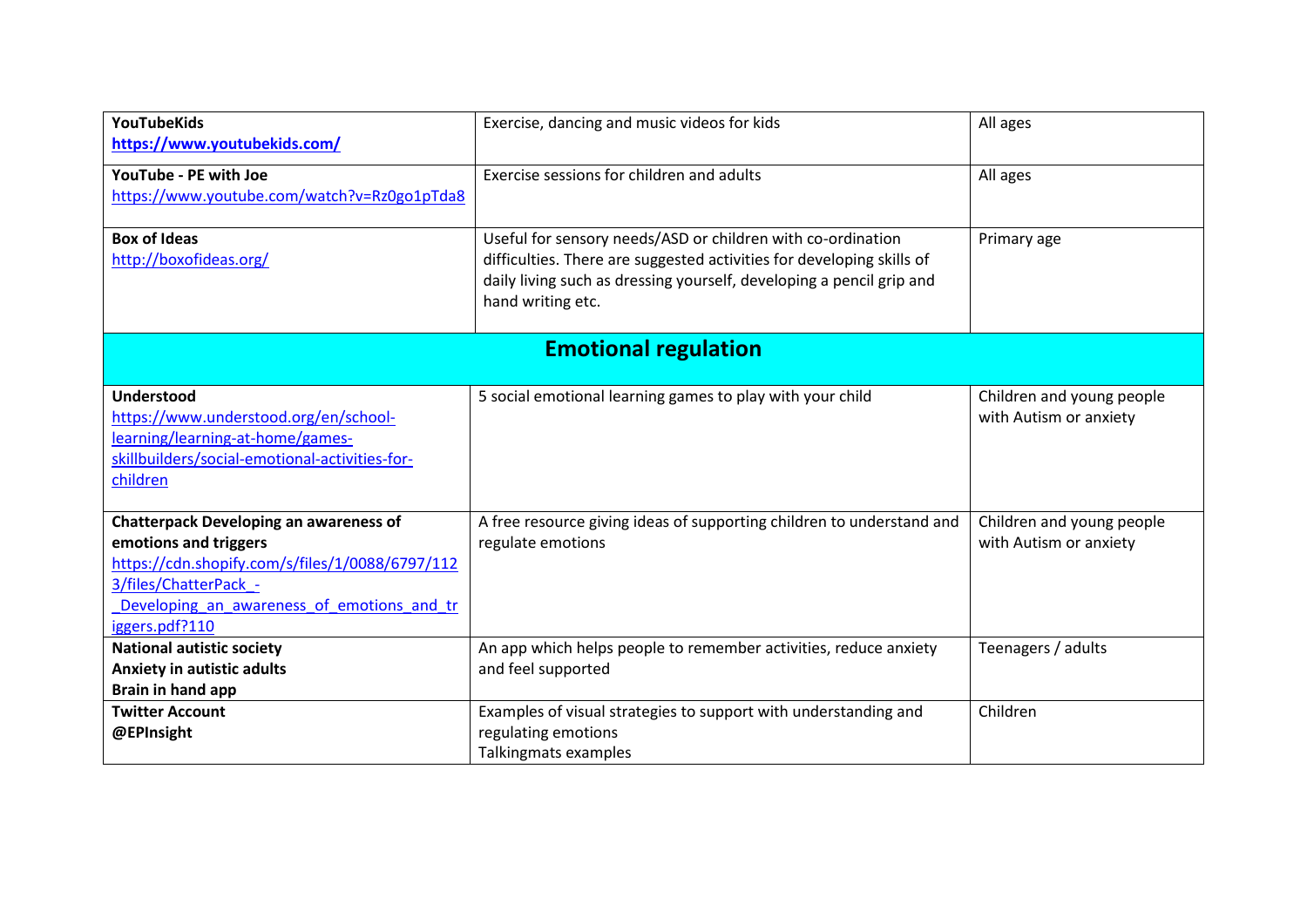| | | |
|---|---|---|
| **YouTubeKids**<br>**https://www.youtubekids.com/** | Exercise, dancing and music videos for kids | All ages |
| **YouTube - PE with Joe**<br>https://www.youtube.com/watch?v=Rz0go1pTda8 | Exercise sessions for children and adults | All ages |
| **Box of Ideas**<br>http://boxofideas.org/ | Useful for sensory needs/ASD or children with co-ordination difficulties. There are suggested activities for developing skills of daily living such as dressing yourself, developing a pencil grip and hand writing etc. | Primary age |
| **Emotional regulation** | | |
| **Understood**<br>https://www.understood.org/en/school-learning/learning-at-home/games-skillbuilders/social-emotional-activities-for-children | 5 social emotional learning games to play with your child | Children and young people with Autism or anxiety |
| **Chatterpack Developing an awareness of emotions and triggers**<br>https://cdn.shopify.com/s/files/1/0088/6797/1123/files/ChatterPack_-_Developing_an_awareness_of_emotions_and_triggers.pdf?110 | A free resource giving ideas of supporting children to understand and regulate emotions | Children and young people with Autism or anxiety |
| **National autistic society**<br>**Anxiety in autistic adults**<br>**Brain in hand app** | An app which helps people to remember activities, reduce anxiety and feel supported | Teenagers / adults |
| **Twitter Account**<br>**@EPInsight** | Examples of visual strategies to support with understanding and regulating emotions<br>Talkingmats examples | Children |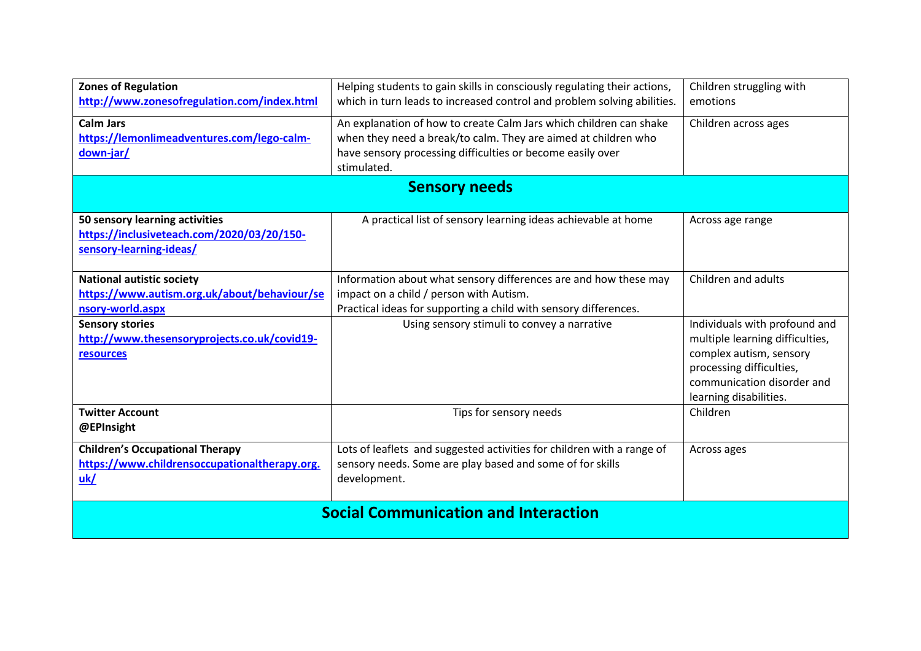| | | |
|---|---|---|
| **Zones of Regulation** http://www.zonesofregulation.com/index.html | Helping students to gain skills in consciously regulating their actions, which in turn leads to increased control and problem solving abilities. | Children struggling with emotions |
| **Calm Jars** https://lemonlimeadventures.com/lego-calm-down-jar/ | An explanation of how to create Calm Jars which children can shake when they need a break/to calm. They are aimed at children who have sensory processing difficulties or become easily over stimulated. | Children across ages |
| **Sensory needs** | | |
| **50 sensory learning activities** https://inclusiveteach.com/2020/03/20/150-sensory-learning-ideas/ | A practical list of sensory learning ideas achievable at home | Across age range |
| **National autistic society** https://www.autism.org.uk/about/behaviour/sensory-world.aspx | Information about what sensory differences are and how these may impact on a child / person with Autism. Practical ideas for supporting a child with sensory differences. | Children and adults |
| **Sensory stories** http://www.thesensoryprojects.co.uk/covid19-resources | Using sensory stimuli to convey a narrative | Individuals with profound and multiple learning difficulties, complex autism, sensory processing difficulties, communication disorder and learning disabilities. |
| **Twitter Account** **@EPInsight** | Tips for sensory needs | Children |
| **Children's Occupational Therapy** https://www.childrensoccupationaltherapy.org.uk/ | Lots of leaflets and suggested activities for children with a range of sensory needs. Some are play based and some of for skills development. | Across ages |
| **Social Communication and Interaction** | | |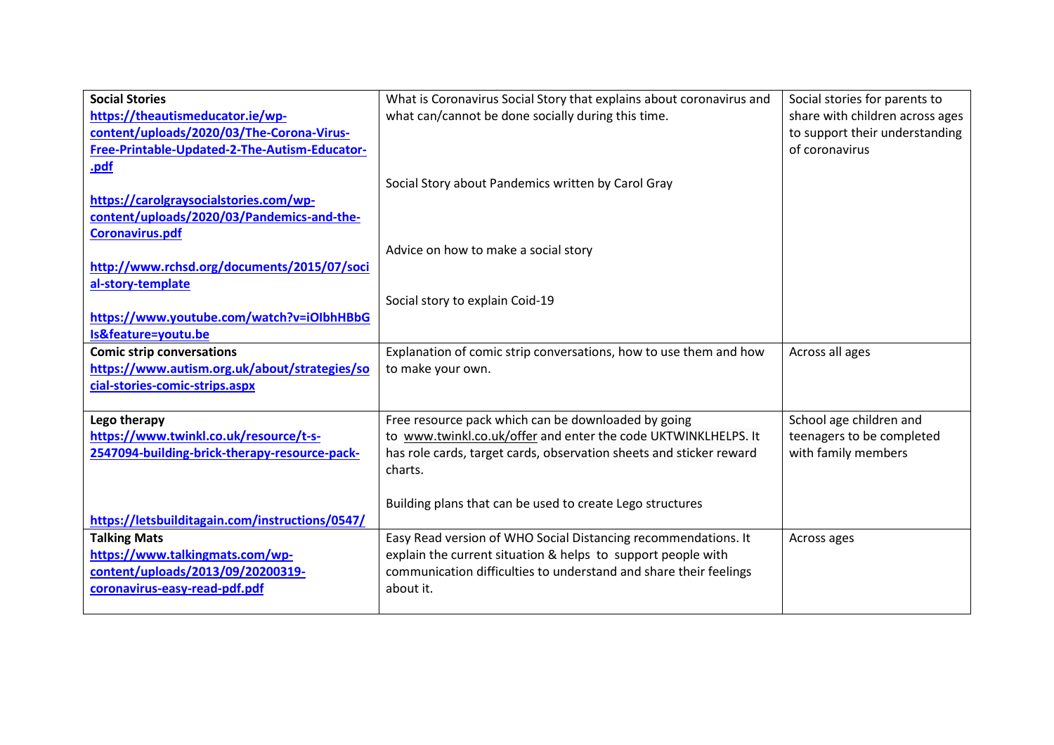| | | |
|---|---|---|
| **Social Stories**<br>https://theautismeducator.ie/wp-content/uploads/2020/03/The-Corona-Virus-Free-Printable-Updated-2-The-Autism-Educator-.pdf<br><br>https://carolgraysocialstories.com/wp-content/uploads/2020/03/Pandemics-and-the-Coronavirus.pdf<br><br>http://www.rchsd.org/documents/2015/07/social-story-template<br><br>https://www.youtube.com/watch?v=iOIbhHBbGIs&feature=youtu.be | What is Coronavirus Social Story that explains about coronavirus and what can/cannot be done socially during this time.<br><br>Social Story about Pandemics written by Carol Gray<br><br>Advice on how to make a social story<br><br>Social story to explain Coid-19 | Social stories for parents to share with children across ages to support their understanding of coronavirus |
| **Comic strip conversations**<br>https://www.autism.org.uk/about/strategies/social-stories-comic-strips.aspx | Explanation of comic strip conversations, how to use them and how to make your own. | Across all ages |
| **Lego therapy**<br>https://www.twinkl.co.uk/resource/t-s-2547094-building-brick-therapy-resource-pack-<br><br>https://letsbuilditagain.com/instructions/0547/ | Free resource pack which can be downloaded by going to www.twinkl.co.uk/offer and enter the code UKTWINKLHELPS. It has role cards, target cards, observation sheets and sticker reward charts.<br><br>Building plans that can be used to create Lego structures | School age children and teenagers to be completed with family members |
| **Talking Mats**<br>https://www.talkingmats.com/wp-content/uploads/2013/09/20200319-coronavirus-easy-read-pdf.pdf | Easy Read version of WHO Social Distancing recommendations. It explain the current situation & helps to support people with communication difficulties to understand and share their feelings about it. | Across ages |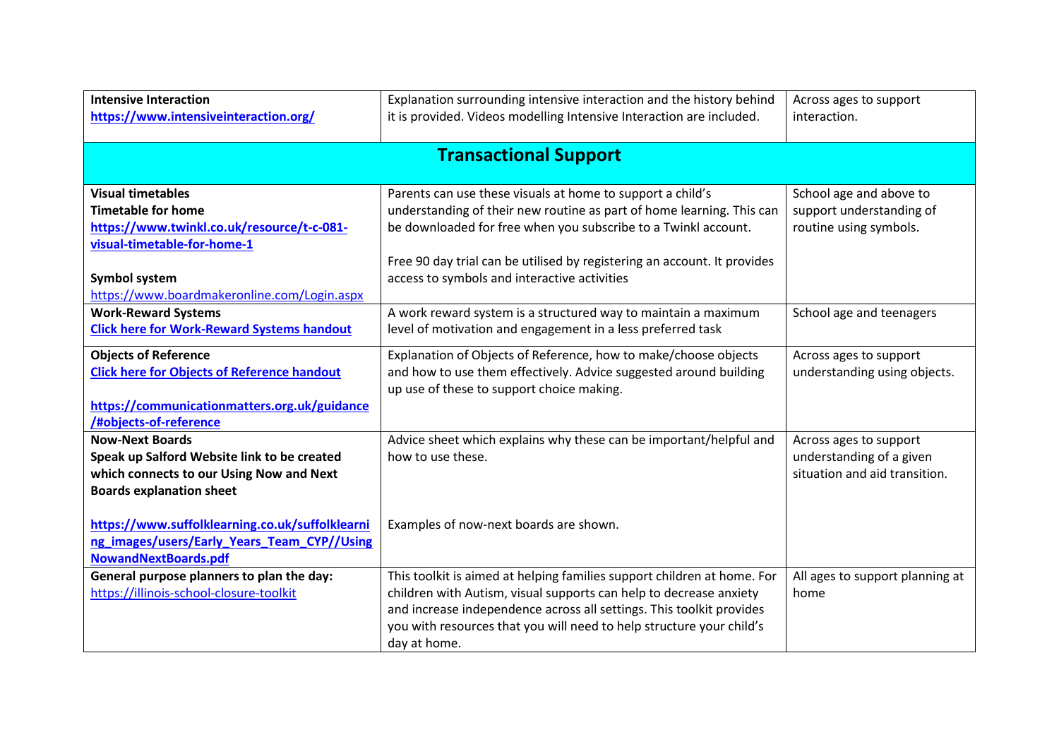| | | |
|---|---|---|
| **Intensive Interaction**<br>**https://www.intensiveinteraction.org/** | Explanation surrounding intensive interaction and the history behind it is provided. Videos modelling Intensive Interaction are included. | Across ages to support interaction. |
| **Transactional Support** | | |
| **Visual timetables**<br>**Timetable for home**<br>**https://www.twinkl.co.uk/resource/t-c-081-visual-timetable-for-home-1**<br><br>**Symbol system**<br>https://www.boardmakeronline.com/Login.aspx | Parents can use these visuals at home to support a child's understanding of their new routine as part of home learning. This can be downloaded for free when you subscribe to a Twinkl account.<br><br>Free 90 day trial can be utilised by registering an account. It provides access to symbols and interactive activities | School age and above to support understanding of routine using symbols. |
| **Work-Reward Systems**<br>**Click here for Work-Reward Systems handout** | A work reward system is a structured way to maintain a maximum level of motivation and engagement in a less preferred task | School age and teenagers |
| **Objects of Reference**<br>**Click here for Objects of Reference handout**<br><br>**https://communicationmatters.org.uk/guidance/#objects-of-reference** | Explanation of Objects of Reference, how to make/choose objects and how to use them effectively. Advice suggested around building up use of these to support choice making. | Across ages to support understanding using objects. |
| **Now-Next Boards**<br>**Speak up Salford Website link to be created which connects to our Using Now and Next Boards explanation sheet**<br><br>**https://www.suffolklearning.co.uk/suffolklearning_images/users/Early_Years_Team_CYP//UsingNowandNextBoards.pdf** | Advice sheet which explains why these can be important/helpful and how to use these.<br><br>Examples of now-next boards are shown. | Across ages to support understanding of a given situation and aid transition. |
| **General purpose planners to plan the day:**<br>https://illinois-school-closure-toolkit | This toolkit is aimed at helping families support children at home. For children with Autism, visual supports can help to decrease anxiety and increase independence across all settings. This toolkit provides you with resources that you will need to help structure your child's day at home. | All ages to support planning at home |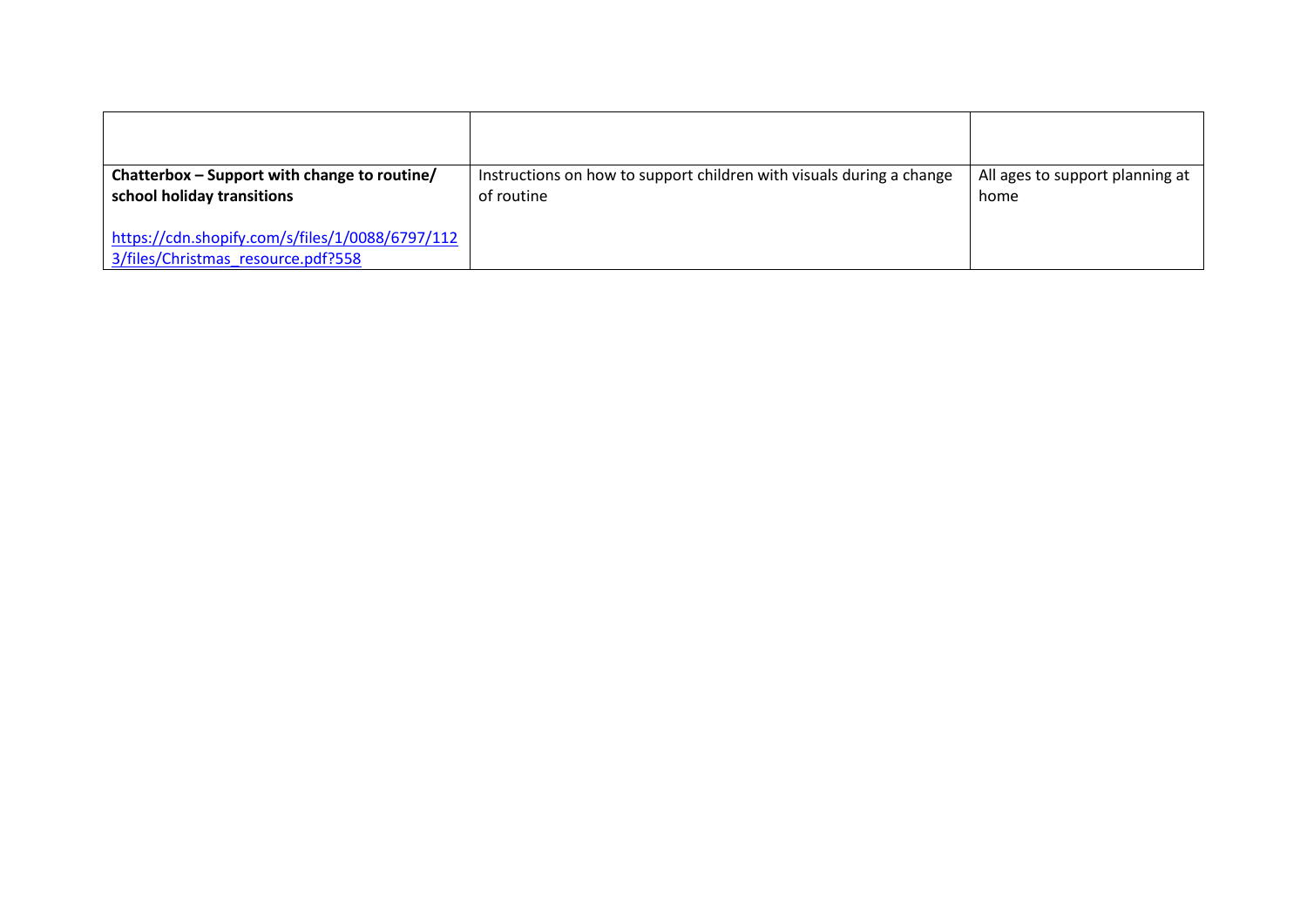| | | |
|---|---|---|
| | | |
| **Chatterbox – Support with change to routine/ school holiday transitions**<br><br>https://cdn.shopify.com/s/files/1/0088/6797/1123/files/Christmas_resource.pdf?558 | Instructions on how to support children with visuals during a change of routine | All ages to support planning at home |